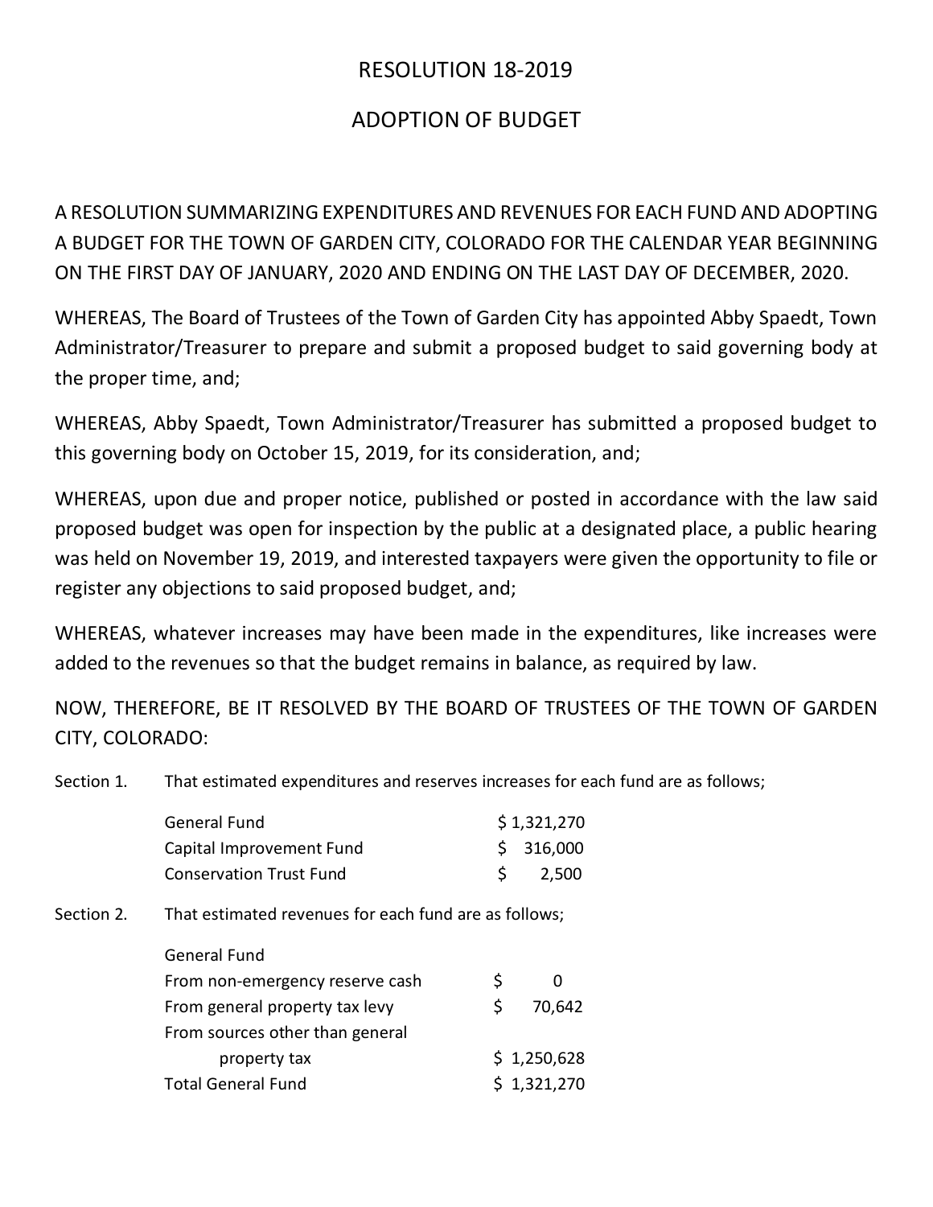# RESOLUTION 18-2019

## ADOPTION OF BUDGET

A RESOLUTION SUMMARIZING EXPENDITURES AND REVENUES FOR EACH FUND AND ADOPTING A BUDGET FOR THE TOWN OF GARDEN CITY, COLORADO FOR THE CALENDAR YEAR BEGINNING ON THE FIRST DAY OF JANUARY, 2020 AND ENDING ON THE LAST DAY OF DECEMBER, 2020.

WHEREAS, The Board of Trustees of the Town of Garden City has appointed Abby Spaedt, Town Administrator/Treasurer to prepare and submit a proposed budget to said governing body at the proper time, and;

WHEREAS, Abby Spaedt, Town Administrator/Treasurer has submitted a proposed budget to this governing body on October 15, 2019, for its consideration, and;

WHEREAS, upon due and proper notice, published or posted in accordance with the law said proposed budget was open for inspection by the public at a designated place, a public hearing was held on November 19, 2019, and interested taxpayers were given the opportunity to file or register any objections to said proposed budget, and;

WHEREAS, whatever increases may have been made in the expenditures, like increases were added to the revenues so that the budget remains in balance, as required by law.

NOW, THEREFORE, BE IT RESOLVED BY THE BOARD OF TRUSTEES OF THE TOWN OF GARDEN CITY, COLORADO:

Section 1. That estimated expenditures and reserves increases for each fund are as follows;

| | |
|---|---|
| General Fund | $ 1,321,270 |
| Capital Improvement Fund | $ 316,000 |
| Conservation Trust Fund | $ 2,500 |

Section 2. That estimated revenues for each fund are as follows;

| | |
|---|---|
| General Fund | |
| From non-emergency reserve cash | $ 0 |
| From general property tax levy | $ 70,642 |
| From sources other than general property tax | $ 1,250,628 |
| Total General Fund | $ 1,321,270 |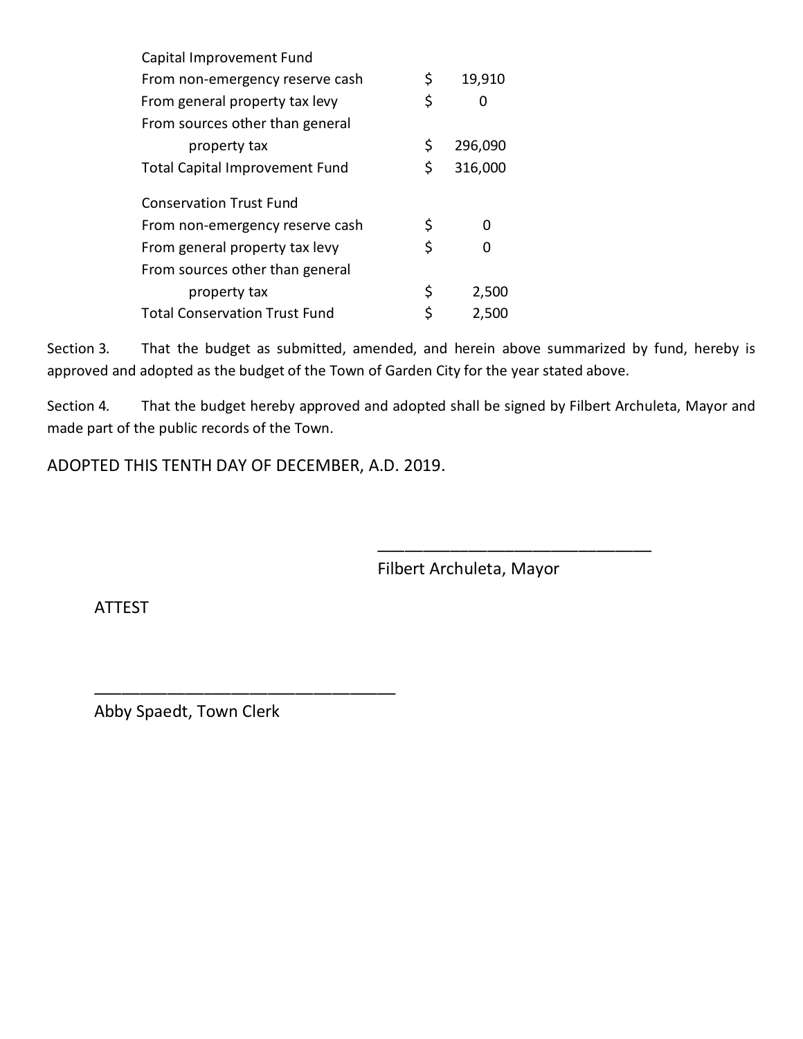| | |
|---|---|
| **Capital Improvement Fund** | |
| From non-emergency reserve cash | $ 19,910 |
| From general property tax levy | $ 0 |
| From sources other than general property tax | $ 296,090 |
| Total Capital Improvement Fund | $ 316,000 |

| | |
|---|---|
| **Conservation Trust Fund** | |
| From non-emergency reserve cash | $ 0 |
| From general property tax levy | $ 0 |
| From sources other than general property tax | $ 2,500 |
| Total Conservation Trust Fund | $ 2,500 |

Section 3. That the budget as submitted, amended, and herein above summarized by fund, hereby is approved and adopted as the budget of the Town of Garden City for the year stated above.

Section 4. That the budget hereby approved and adopted shall be signed by Filbert Archuleta, Mayor and made part of the public records of the Town.

ADOPTED THIS TENTH DAY OF DECEMBER, A.D. 2019.

\_\_\_\_\_\_\_\_\_\_\_\_\_\_\_\_\_\_\_\_\_\_\_\_\_\_\_\_\_\_

Filbert Archuleta, Mayor

ATTEST

\_\_\_\_\_\_\_\_\_\_\_\_\_\_\_\_\_\_\_\_\_\_\_\_\_\_\_\_\_\_

Abby Spaedt, Town Clerk